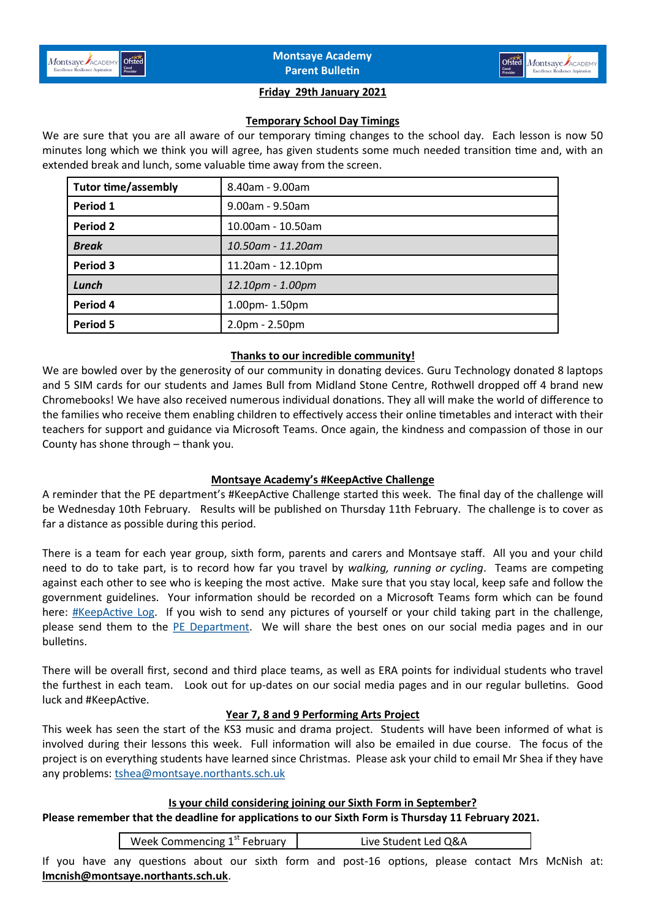# Montsaye Academy Parent Bulletin

**Friday 29th January 2021**

## Temporary School Day Timings

We are sure that you are all aware of our temporary timing changes to the school day. Each lesson is now 50 minutes long which we think you will agree, has given students some much needed transition time and, with an extended break and lunch, some valuable time away from the screen.

| Session | Time |
|---|---|
| **Tutor time/assembly** | 8.40am - 9.00am |
| **Period 1** | 9.00am - 9.50am |
| **Period 2** | 10.00am - 10.50am |
| ***Break*** | *10.50am - 11.20am* |
| **Period 3** | 11.20am - 12.10pm |
| ***Lunch*** | *12.10pm - 1.00pm* |
| **Period 4** | 1.00pm- 1.50pm |
| **Period 5** | 2.0pm - 2.50pm |

## Thanks to our incredible community!

We are bowled over by the generosity of our community in donating devices. Guru Technology donated 8 laptops and 5 SIM cards for our students and James Bull from Midland Stone Centre, Rothwell dropped off 4 brand new Chromebooks! We have also received numerous individual donations. They all will make the world of difference to the families who receive them enabling children to effectively access their online timetables and interact with their teachers for support and guidance via Microsoft Teams. Once again, the kindness and compassion of those in our County has shone through – thank you.

## Montsaye Academy's #KeepActive Challenge

A reminder that the PE department's #KeepActive Challenge started this week. The final day of the challenge will be Wednesday 10th February. Results will be published on Thursday 11th February. The challenge is to cover as far a distance as possible during this period.

There is a team for each year group, sixth form, parents and carers and Montsaye staff. All you and your child need to do to take part, is to record how far you travel by *walking, running or cycling*. Teams are competing against each other to see who is keeping the most active. Make sure that you stay local, keep safe and follow the government guidelines. Your information should be recorded on a Microsoft Teams form which can be found here: #KeepActive Log. If you wish to send any pictures of yourself or your child taking part in the challenge, please send them to the PE Department. We will share the best ones on our social media pages and in our bulletins.

There will be overall first, second and third place teams, as well as ERA points for individual students who travel the furthest in each team. Look out for up-dates on our social media pages and in our regular bulletins. Good luck and #KeepActive.

## Year 7, 8 and 9 Performing Arts Project

This week has seen the start of the KS3 music and drama project. Students will have been informed of what is involved during their lessons this week. Full information will also be emailed in due course. The focus of the project is on everything students have learned since Christmas. Please ask your child to email Mr Shea if they have any problems: tshea@montsaye.northants.sch.uk

## Is your child considering joining our Sixth Form in September?

**Please remember that the deadline for applications to our Sixth Form is Thursday 11 February 2021.**

| Week Commencing 1st February | Live Student Led Q&A |
|---|---|

If you have any questions about our sixth form and post-16 options, please contact Mrs McNish at: **lmcnish@montsaye.northants.sch.uk**.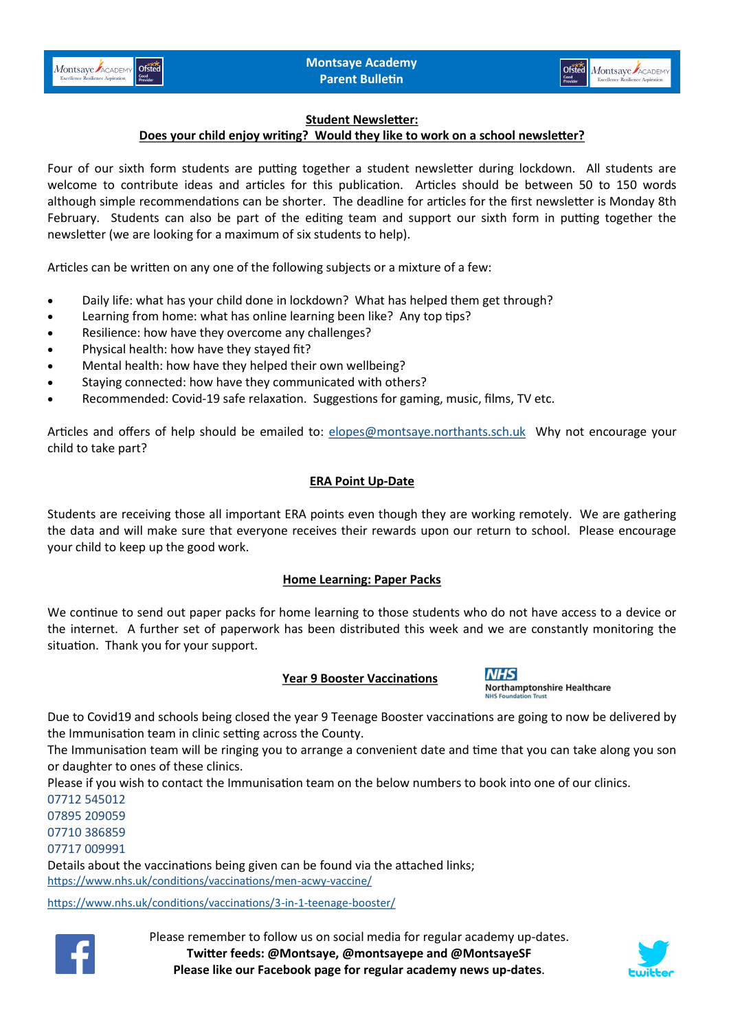**Student Newsletter:**
**Does your child enjoy writing? Would they like to work on a school newsletter?**

Four of our sixth form students are putting together a student newsletter during lockdown. All students are welcome to contribute ideas and articles for this publication. Articles should be between 50 to 150 words although simple recommendations can be shorter. The deadline for articles for the first newsletter is Monday 8th February. Students can also be part of the editing team and support our sixth form in putting together the newsletter (we are looking for a maximum of six students to help).

Articles can be written on any one of the following subjects or a mixture of a few:

- Daily life: what has your child done in lockdown? What has helped them get through?
- Learning from home: what has online learning been like? Any top tips?
- Resilience: how have they overcome any challenges?
- Physical health: how have they stayed fit?
- Mental health: how have they helped their own wellbeing?
- Staying connected: how have they communicated with others?
- Recommended: Covid-19 safe relaxation. Suggestions for gaming, music, films, TV etc.

Articles and offers of help should be emailed to: elopes@montsaye.northants.sch.uk Why not encourage your child to take part?

**ERA Point Up-Date**

Students are receiving those all important ERA points even though they are working remotely. We are gathering the data and will make sure that everyone receives their rewards upon our return to school. Please encourage your child to keep up the good work.

**Home Learning: Paper Packs**

We continue to send out paper packs for home learning to those students who do not have access to a device or the internet. A further set of paperwork has been distributed this week and we are constantly monitoring the situation. Thank you for your support.

**Year 9 Booster Vaccinations**

NHS
Northamptonshire Healthcare
NHS Foundation Trust

Due to Covid19 and schools being closed the year 9 Teenage Booster vaccinations are going to now be delivered by the Immunisation team in clinic setting across the County.
The Immunisation team will be ringing you to arrange a convenient date and time that you can take along you son or daughter to ones of these clinics.
Please if you wish to contact the Immunisation team on the below numbers to book into one of our clinics.
07712 545012
07895 209059
07710 386859
07717 009991
Details about the vaccinations being given can be found via the attached links;
https://www.nhs.uk/conditions/vaccinations/men-acwy-vaccine/

https://www.nhs.uk/conditions/vaccinations/3-in-1-teenage-booster/

Please remember to follow us on social media for regular academy up-dates.
**Twitter feeds: @Montsaye, @montsayepe and @MontsayeSF**
**Please like our Facebook page for regular academy news up-dates**.